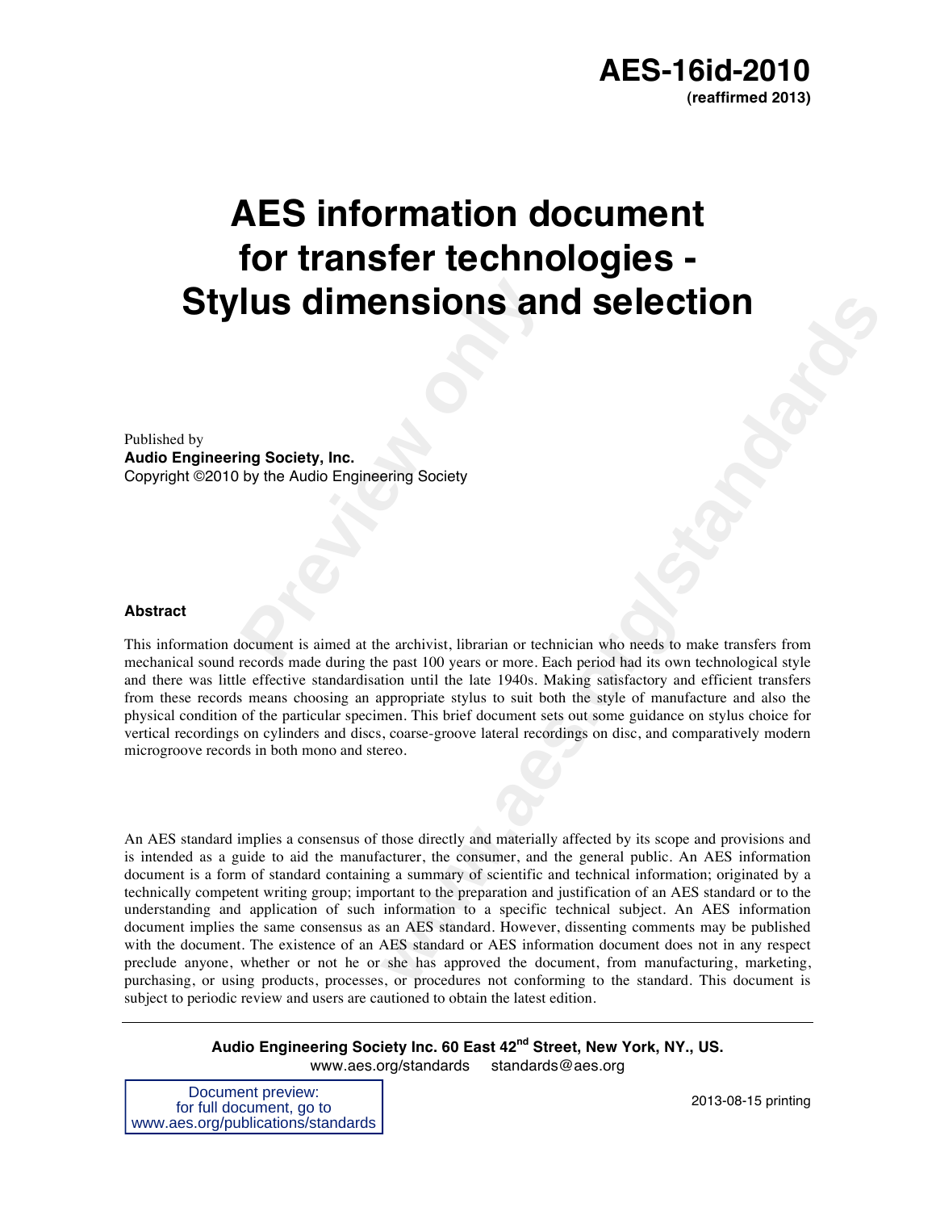**AES-16id-2010**
**(reaffirmed 2013)**

# AES information document for transfer technologies - Stylus dimensions and selection

Published by
**Audio Engineering Society, Inc.**
Copyright ©2010 by the Audio Engineering Society

**Abstract**

This information document is aimed at the archivist, librarian or technician who needs to make transfers from mechanical sound records made during the past 100 years or more. Each period had its own technological style and there was little effective standardisation until the late 1940s. Making satisfactory and efficient transfers from these records means choosing an appropriate stylus to suit both the style of manufacture and also the physical condition of the particular specimen. This brief document sets out some guidance on stylus choice for vertical recordings on cylinders and discs, coarse-groove lateral recordings on disc, and comparatively modern microgroove records in both mono and stereo.

An AES standard implies a consensus of those directly and materially affected by its scope and provisions and is intended as a guide to aid the manufacturer, the consumer, and the general public. An AES information document is a form of standard containing a summary of scientific and technical information; originated by a technically competent writing group; important to the preparation and justification of an AES standard or to the understanding and application of such information to a specific technical subject. An AES information document implies the same consensus as an AES standard. However, dissenting comments may be published with the document. The existence of an AES standard or AES information document does not in any respect preclude anyone, whether or not he or she has approved the document, from manufacturing, marketing, purchasing, or using products, processes, or procedures not conforming to the standard. This document is subject to periodic review and users are cautioned to obtain the latest edition.

**Audio Engineering Society Inc. 60 East 42nd Street, New York, NY., US.**
www.aes.org/standards standards@aes.org

Document preview:
for full document, go to
www.aes.org/publications/standards

2013-08-15 printing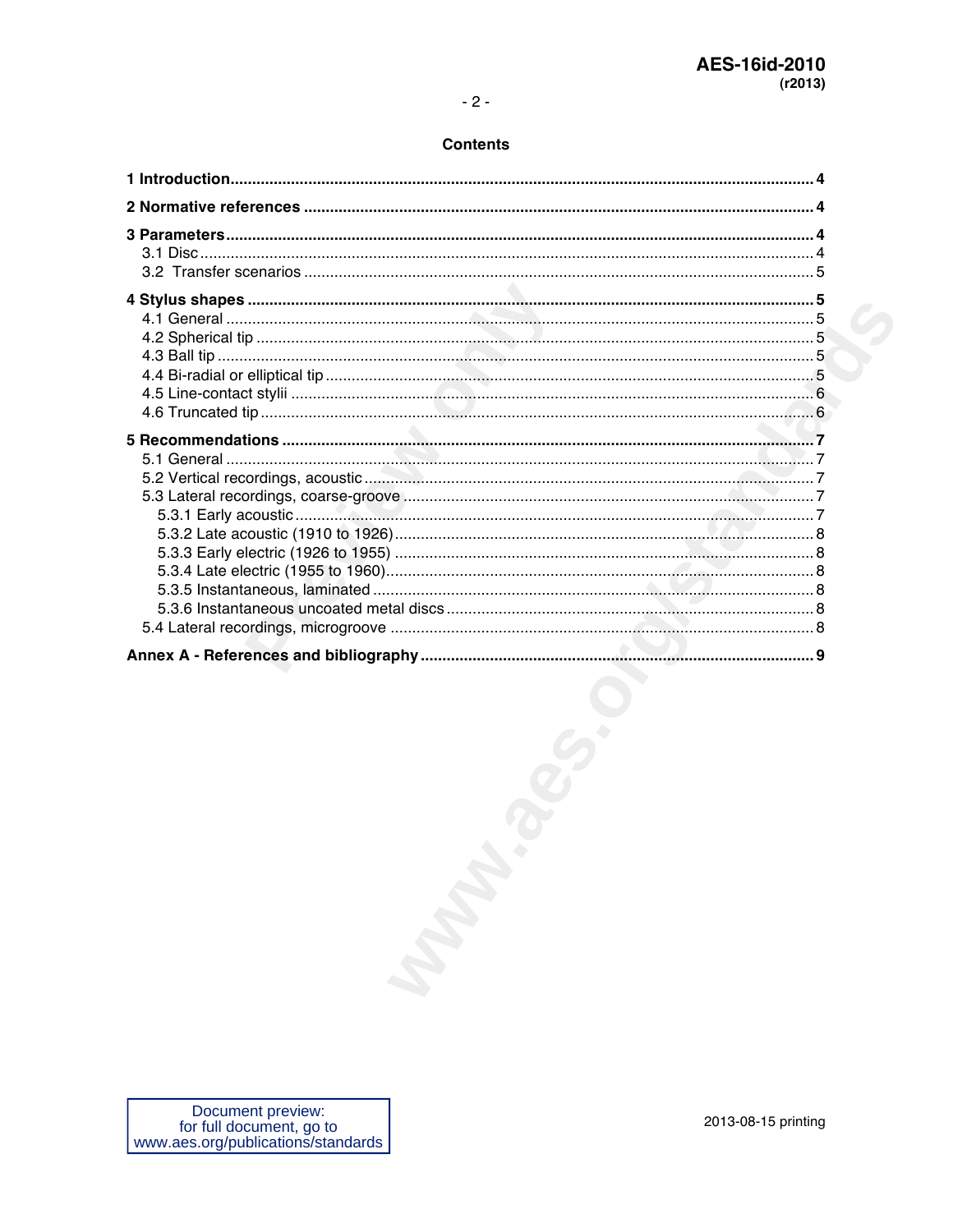## Contents

**1 Introduction** .... **4**

**2 Normative references** .... **4**

**3 Parameters** .... **4**
- 3.1 Disc .... 4
- 3.2 Transfer scenarios .... 5

**4 Stylus shapes** .... **5**
- 4.1 General .... 5
- 4.2 Spherical tip .... 5
- 4.3 Ball tip .... 5
- 4.4 Bi-radial or elliptical tip .... 5
- 4.5 Line-contact stylii .... 6
- 4.6 Truncated tip .... 6

**5 Recommendations** .... **7**
- 5.1 General .... 7
- 5.2 Vertical recordings, acoustic .... 7
- 5.3 Lateral recordings, coarse-groove .... 7
  - 5.3.1 Early acoustic .... 7
  - 5.3.2 Late acoustic (1910 to 1926) .... 8
  - 5.3.3 Early electric (1926 to 1955) .... 8
  - 5.3.4 Late electric (1955 to 1960) .... 8
  - 5.3.5 Instantaneous, laminated .... 8
  - 5.3.6 Instantaneous uncoated metal discs .... 8
- 5.4 Lateral recordings, microgroove .... 8

**Annex A - References and bibliography** .... **9**

Document preview:
for full document, go to
www.aes.org/publications/standards

2013-08-15 printing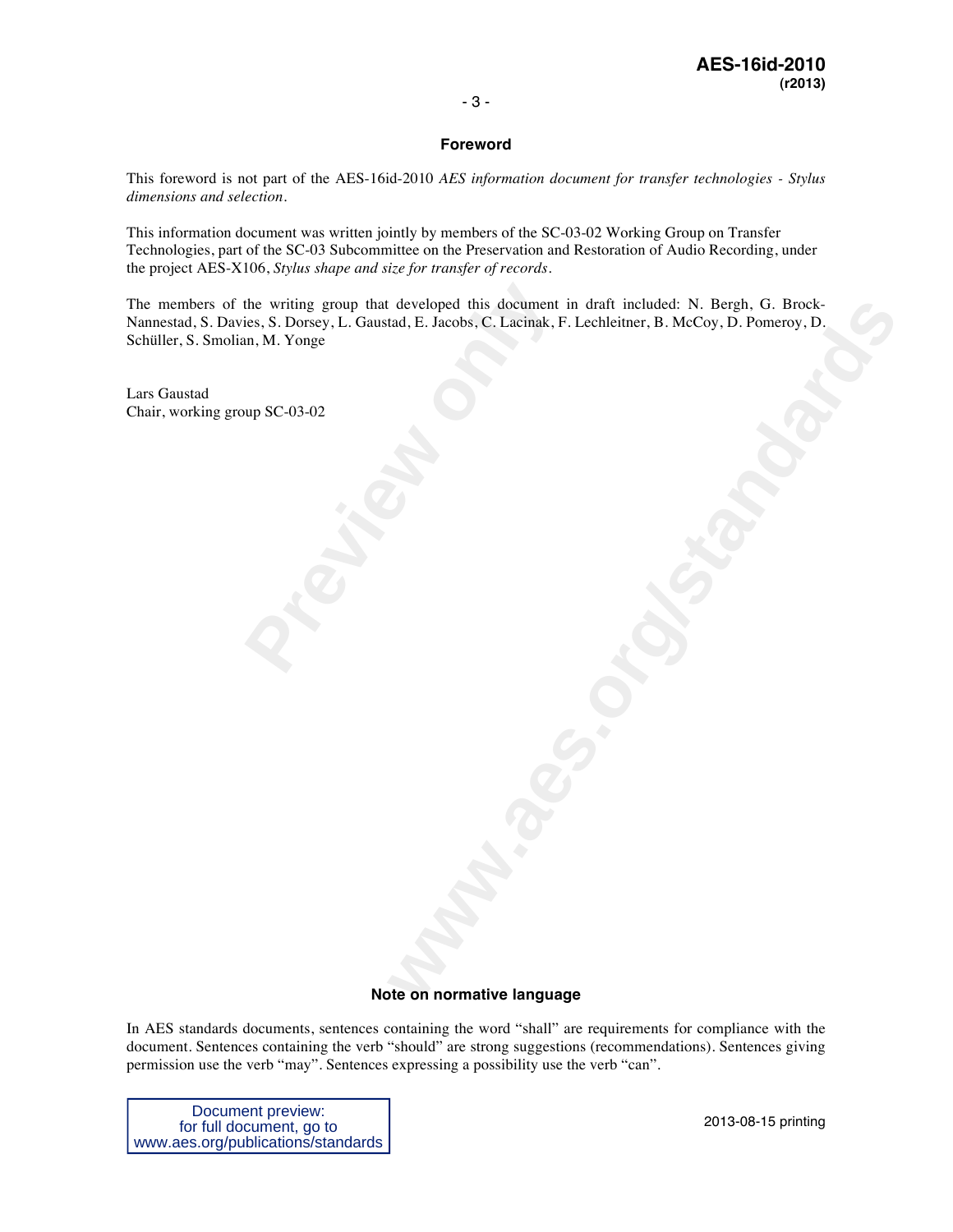## Foreword

This foreword is not part of the AES-16id-2010 *AES information document for transfer technologies - Stylus dimensions and selection*.

This information document was written jointly by members of the SC-03-02 Working Group on Transfer Technologies, part of the SC-03 Subcommittee on the Preservation and Restoration of Audio Recording, under the project AES-X106, *Stylus shape and size for transfer of records*.

The members of the writing group that developed this document in draft included: N. Bergh, G. Brock-Nannestad, S. Davies, S. Dorsey, L. Gaustad, E. Jacobs, C. Lacinak, F. Lechleitner, B. McCoy, D. Pomeroy, D. Schüller, S. Smolian, M. Yonge

Lars Gaustad
Chair, working group SC-03-02

## Note on normative language

In AES standards documents, sentences containing the word "shall" are requirements for compliance with the document. Sentences containing the verb "should" are strong suggestions (recommendations). Sentences giving permission use the verb "may". Sentences expressing a possibility use the verb "can".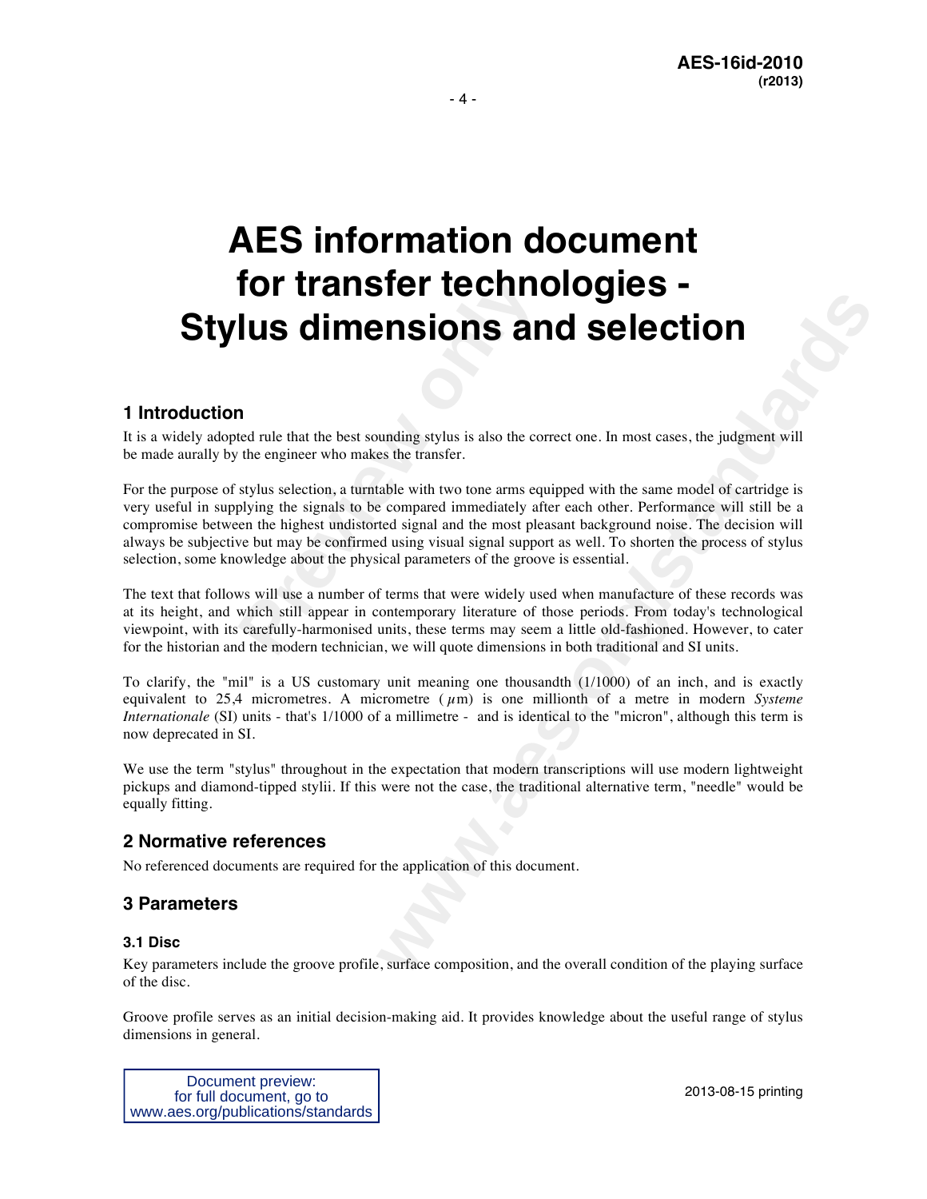// Converted page content:

# AES information document for transfer technologies - Stylus dimensions and selection

## 1 Introduction

It is a widely adopted rule that the best sounding stylus is also the correct one. In most cases, the judgment will be made aurally by the engineer who makes the transfer.

For the purpose of stylus selection, a turntable with two tone arms equipped with the same model of cartridge is very useful in supplying the signals to be compared immediately after each other. Performance will still be a compromise between the highest undistorted signal and the most pleasant background noise. The decision will always be subjective but may be confirmed using visual signal support as well. To shorten the process of stylus selection, some knowledge about the physical parameters of the groove is essential.

The text that follows will use a number of terms that were widely used when manufacture of these records was at its height, and which still appear in contemporary literature of those periods. From today's technological viewpoint, with its carefully-harmonised units, these terms may seem a little old-fashioned. However, to cater for the historian and the modern technician, we will quote dimensions in both traditional and SI units.

To clarify, the "mil" is a US customary unit meaning one thousandth (1/1000) of an inch, and is exactly equivalent to 25,4 micrometres. A micrometre ($\mu$m) is one millionth of a metre in modern *Systeme Internationale* (SI) units - that's 1/1000 of a millimetre - and is identical to the "micron", although this term is now deprecated in SI.

We use the term "stylus" throughout in the expectation that modern transcriptions will use modern lightweight pickups and diamond-tipped stylii. If this were not the case, the traditional alternative term, "needle" would be equally fitting.

## 2 Normative references

No referenced documents are required for the application of this document.

## 3 Parameters

### 3.1 Disc

Key parameters include the groove profile, surface composition, and the overall condition of the playing surface of the disc.

Groove profile serves as an initial decision-making aid. It provides knowledge about the useful range of stylus dimensions in general.